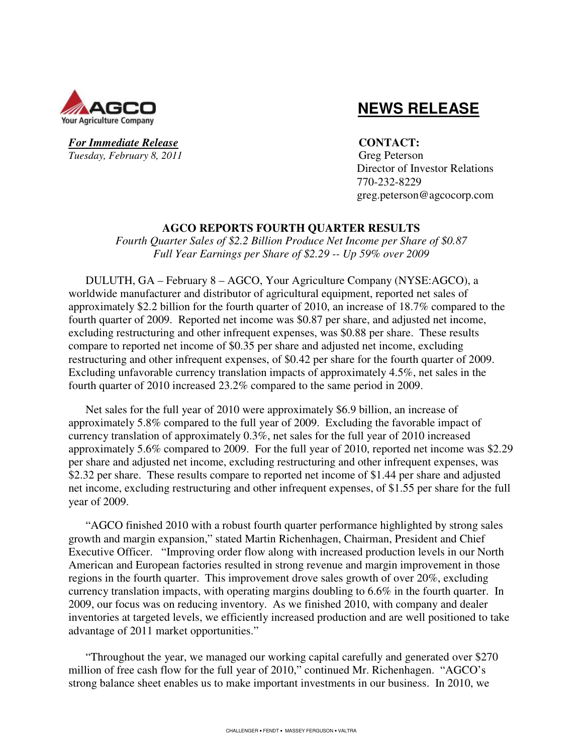AGCO
Your Agriculture Company

# NEWS RELEASE

***For Immediate Release***
*Tuesday, February 8, 2011*

**CONTACT:**
Greg Peterson
Director of Investor Relations
770-232-8229
greg.peterson@agcocorp.com

## AGCO REPORTS FOURTH QUARTER RESULTS

*Fourth Quarter Sales of $2.2 Billion Produce Net Income per Share of $0.87*
*Full Year Earnings per Share of $2.29 -- Up 59% over 2009*

DULUTH, GA – February 8 – AGCO, Your Agriculture Company (NYSE:AGCO), a worldwide manufacturer and distributor of agricultural equipment, reported net sales of approximately $2.2 billion for the fourth quarter of 2010, an increase of 18.7% compared to the fourth quarter of 2009. Reported net income was $0.87 per share, and adjusted net income, excluding restructuring and other infrequent expenses, was $0.88 per share. These results compare to reported net income of $0.35 per share and adjusted net income, excluding restructuring and other infrequent expenses, of $0.42 per share for the fourth quarter of 2009. Excluding unfavorable currency translation impacts of approximately 4.5%, net sales in the fourth quarter of 2010 increased 23.2% compared to the same period in 2009.

Net sales for the full year of 2010 were approximately $6.9 billion, an increase of approximately 5.8% compared to the full year of 2009. Excluding the favorable impact of currency translation of approximately 0.3%, net sales for the full year of 2010 increased approximately 5.6% compared to 2009. For the full year of 2010, reported net income was $2.29 per share and adjusted net income, excluding restructuring and other infrequent expenses, was $2.32 per share. These results compare to reported net income of $1.44 per share and adjusted net income, excluding restructuring and other infrequent expenses, of $1.55 per share for the full year of 2009.

"AGCO finished 2010 with a robust fourth quarter performance highlighted by strong sales growth and margin expansion," stated Martin Richenhagen, Chairman, President and Chief Executive Officer. "Improving order flow along with increased production levels in our North American and European factories resulted in strong revenue and margin improvement in those regions in the fourth quarter. This improvement drove sales growth of over 20%, excluding currency translation impacts, with operating margins doubling to 6.6% in the fourth quarter. In 2009, our focus was on reducing inventory. As we finished 2010, with company and dealer inventories at targeted levels, we efficiently increased production and are well positioned to take advantage of 2011 market opportunities."

"Throughout the year, we managed our working capital carefully and generated over $270 million of free cash flow for the full year of 2010," continued Mr. Richenhagen. "AGCO's strong balance sheet enables us to make important investments in our business. In 2010, we

CHALLENGER • FENDT • MASSEY FERGUSON • VALTRA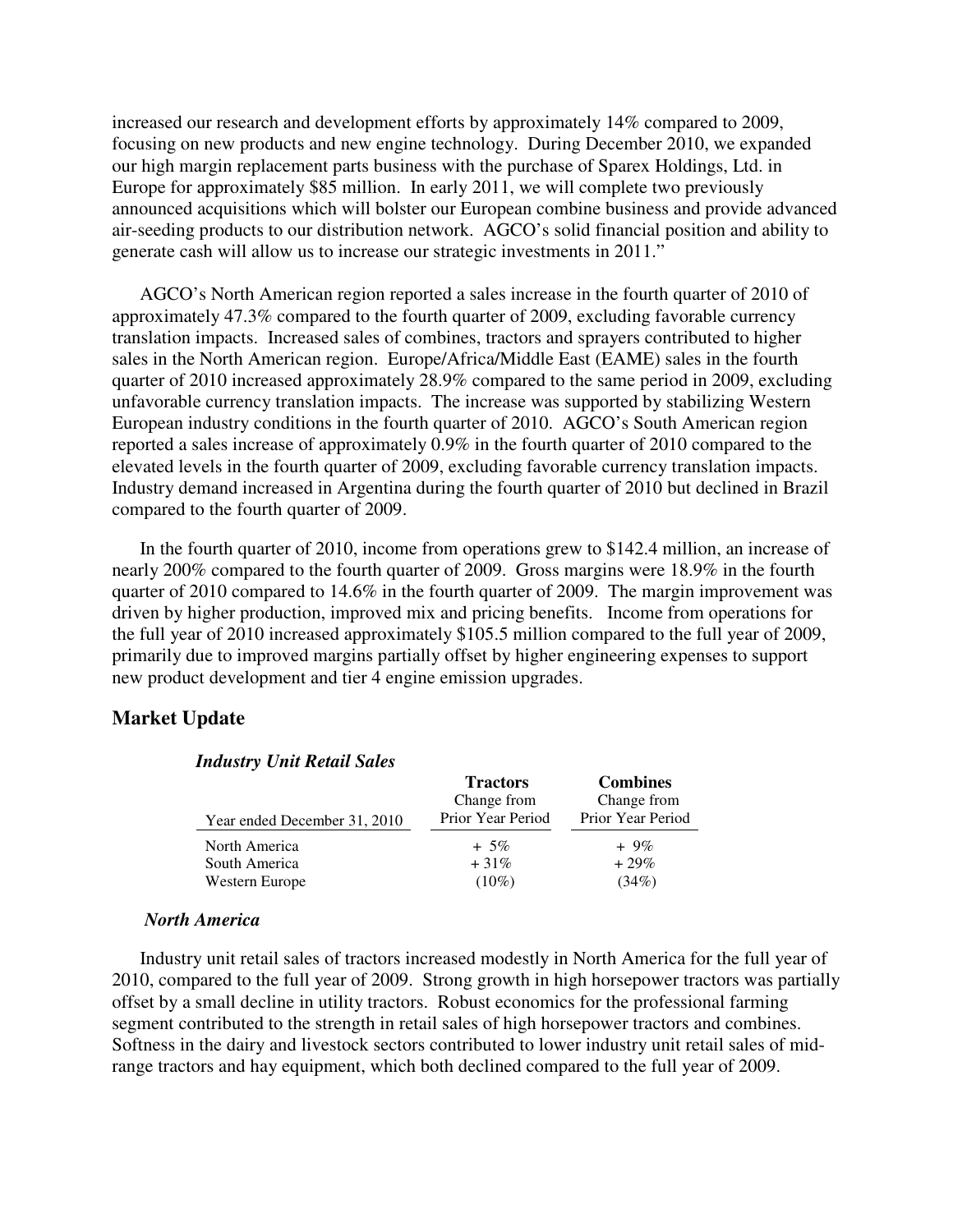increased our research and development efforts by approximately 14% compared to 2009, focusing on new products and new engine technology. During December 2010, we expanded our high margin replacement parts business with the purchase of Sparex Holdings, Ltd. in Europe for approximately $85 million. In early 2011, we will complete two previously announced acquisitions which will bolster our European combine business and provide advanced air-seeding products to our distribution network. AGCO's solid financial position and ability to generate cash will allow us to increase our strategic investments in 2011."

AGCO's North American region reported a sales increase in the fourth quarter of 2010 of approximately 47.3% compared to the fourth quarter of 2009, excluding favorable currency translation impacts. Increased sales of combines, tractors and sprayers contributed to higher sales in the North American region. Europe/Africa/Middle East (EAME) sales in the fourth quarter of 2010 increased approximately 28.9% compared to the same period in 2009, excluding unfavorable currency translation impacts. The increase was supported by stabilizing Western European industry conditions in the fourth quarter of 2010. AGCO's South American region reported a sales increase of approximately 0.9% in the fourth quarter of 2010 compared to the elevated levels in the fourth quarter of 2009, excluding favorable currency translation impacts. Industry demand increased in Argentina during the fourth quarter of 2010 but declined in Brazil compared to the fourth quarter of 2009.

In the fourth quarter of 2010, income from operations grew to $142.4 million, an increase of nearly 200% compared to the fourth quarter of 2009. Gross margins were 18.9% in the fourth quarter of 2010 compared to 14.6% in the fourth quarter of 2009. The margin improvement was driven by higher production, improved mix and pricing benefits. Income from operations for the full year of 2010 increased approximately $105.5 million compared to the full year of 2009, primarily due to improved margins partially offset by higher engineering expenses to support new product development and tier 4 engine emission upgrades.

## Market Update

### *Industry Unit Retail Sales*

| Year ended December 31, 2010 | **Tractors** Change from Prior Year Period | **Combines** Change from Prior Year Period |
|---|---|---|
| North America | + 5% | + 9% |
| South America | + 31% | + 29% |
| Western Europe | (10%) | (34%) |

### *North America*

Industry unit retail sales of tractors increased modestly in North America for the full year of 2010, compared to the full year of 2009. Strong growth in high horsepower tractors was partially offset by a small decline in utility tractors. Robust economics for the professional farming segment contributed to the strength in retail sales of high horsepower tractors and combines. Softness in the dairy and livestock sectors contributed to lower industry unit retail sales of mid-range tractors and hay equipment, which both declined compared to the full year of 2009.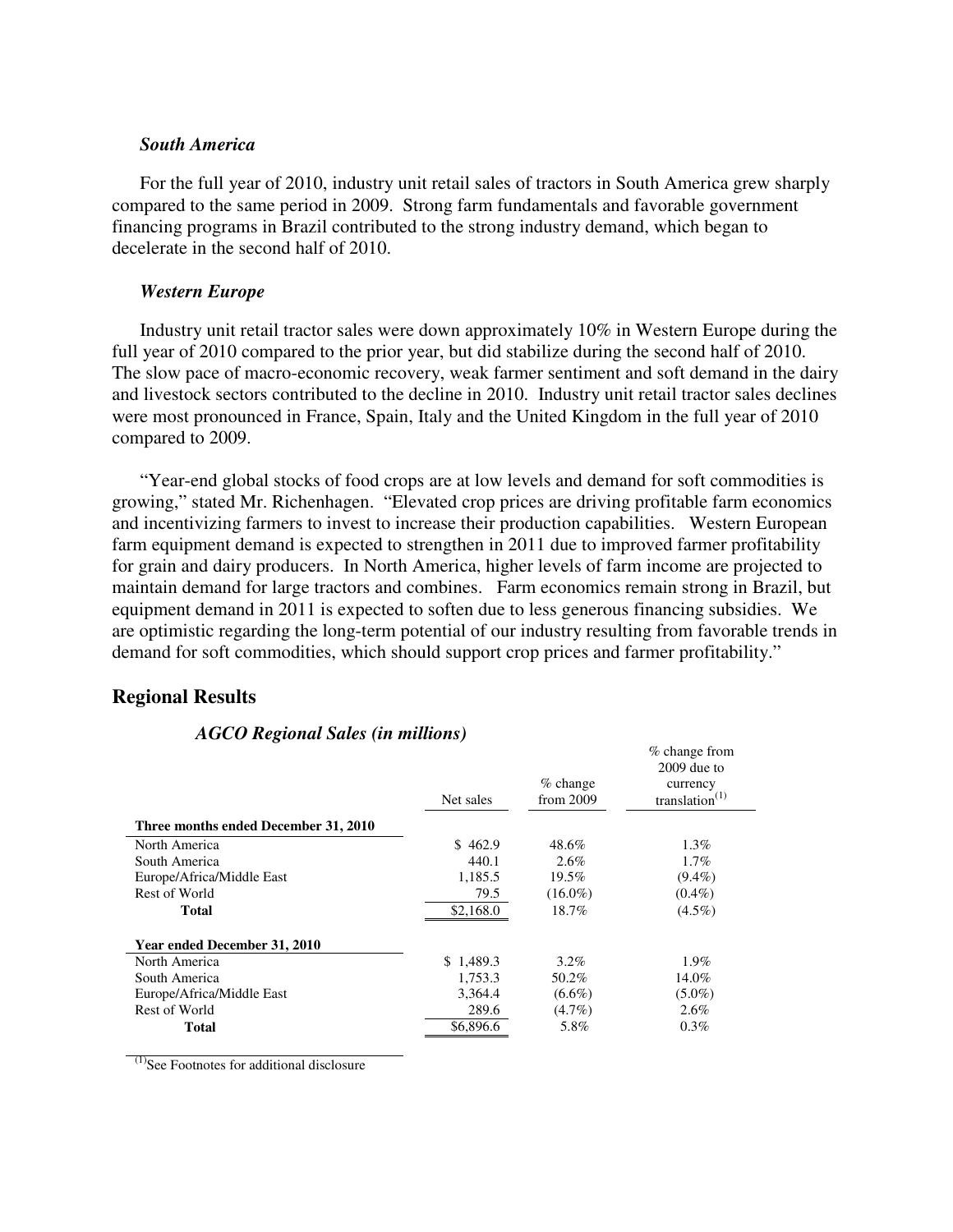*South America*

For the full year of 2010, industry unit retail sales of tractors in South America grew sharply compared to the same period in 2009. Strong farm fundamentals and favorable government financing programs in Brazil contributed to the strong industry demand, which began to decelerate in the second half of 2010.

*Western Europe*

Industry unit retail tractor sales were down approximately 10% in Western Europe during the full year of 2010 compared to the prior year, but did stabilize during the second half of 2010. The slow pace of macro-economic recovery, weak farmer sentiment and soft demand in the dairy and livestock sectors contributed to the decline in 2010. Industry unit retail tractor sales declines were most pronounced in France, Spain, Italy and the United Kingdom in the full year of 2010 compared to 2009.

"Year-end global stocks of food crops are at low levels and demand for soft commodities is growing," stated Mr. Richenhagen. "Elevated crop prices are driving profitable farm economics and incentivizing farmers to invest to increase their production capabilities. Western European farm equipment demand is expected to strengthen in 2011 due to improved farmer profitability for grain and dairy producers. In North America, higher levels of farm income are projected to maintain demand for large tractors and combines. Farm economics remain strong in Brazil, but equipment demand in 2011 is expected to soften due to less generous financing subsidies. We are optimistic regarding the long-term potential of our industry resulting from favorable trends in demand for soft commodities, which should support crop prices and farmer profitability."

## Regional Results

***AGCO Regional Sales (in millions)***

| | Net sales | % change from 2009 | % change from 2009 due to currency translation[1] |
|---|---|---|---|
| **Three months ended December 31, 2010** | | | |
| North America | $ 462.9 | 48.6% | 1.3% |
| South America | 440.1 | 2.6% | 1.7% |
| Europe/Africa/Middle East | 1,185.5 | 19.5% | (9.4%) |
| Rest of World | 79.5 | (16.0%) | (0.4%) |
| **Total** | $2,168.0 | 18.7% | (4.5%) |
| **Year ended December 31, 2010** | | | |
| North America | $ 1,489.3 | 3.2% | 1.9% |
| South America | 1,753.3 | 50.2% | 14.0% |
| Europe/Africa/Middle East | 3,364.4 | (6.6%) | (5.0%) |
| Rest of World | 289.6 | (4.7%) | 2.6% |
| **Total** | $6,896.6 | 5.8% | 0.3% |

[1]See Footnotes for additional disclosure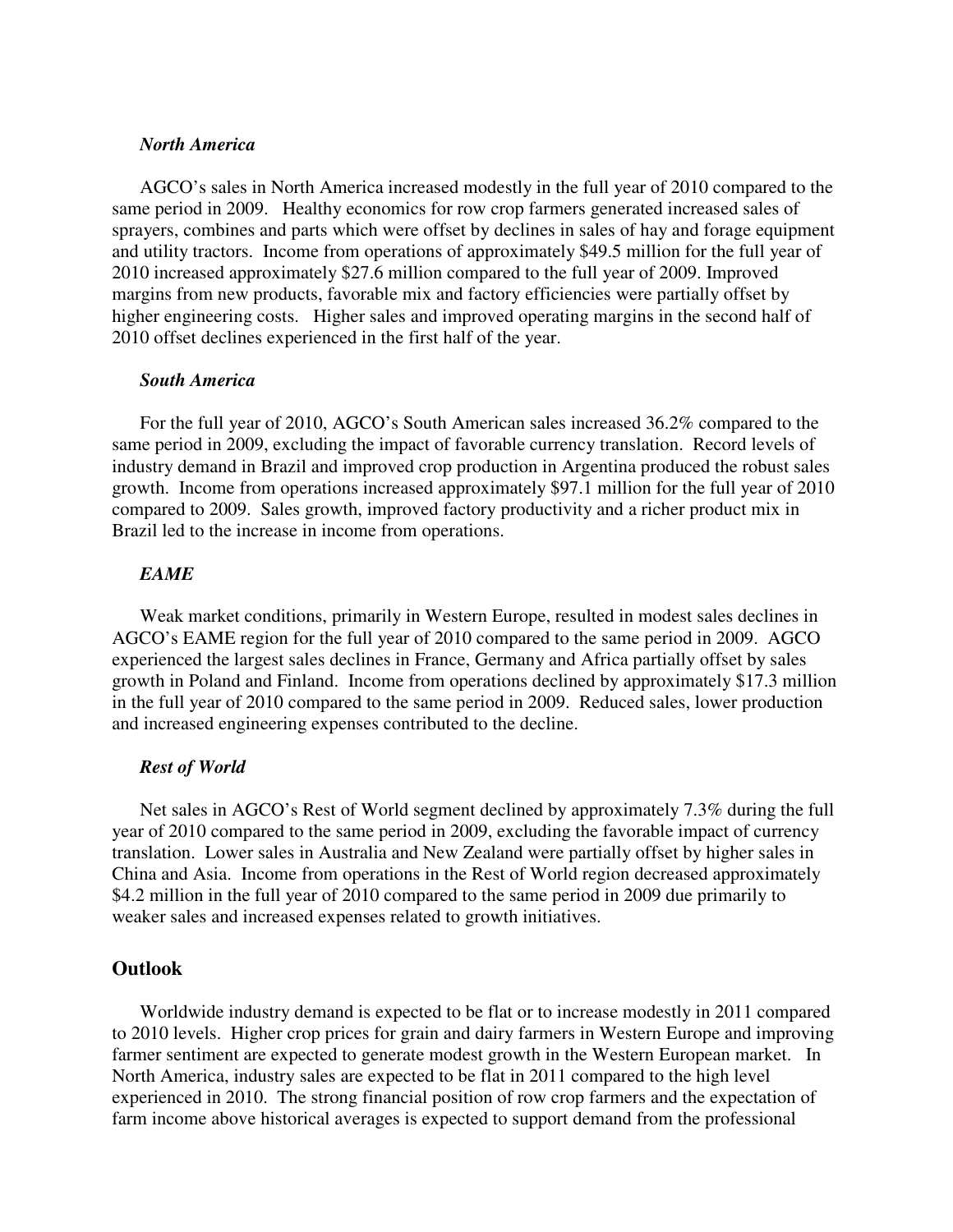***North America***

AGCO's sales in North America increased modestly in the full year of 2010 compared to the same period in 2009. Healthy economics for row crop farmers generated increased sales of sprayers, combines and parts which were offset by declines in sales of hay and forage equipment and utility tractors. Income from operations of approximately $49.5 million for the full year of 2010 increased approximately $27.6 million compared to the full year of 2009. Improved margins from new products, favorable mix and factory efficiencies were partially offset by higher engineering costs. Higher sales and improved operating margins in the second half of 2010 offset declines experienced in the first half of the year.

***South America***

For the full year of 2010, AGCO's South American sales increased 36.2% compared to the same period in 2009, excluding the impact of favorable currency translation. Record levels of industry demand in Brazil and improved crop production in Argentina produced the robust sales growth. Income from operations increased approximately $97.1 million for the full year of 2010 compared to 2009. Sales growth, improved factory productivity and a richer product mix in Brazil led to the increase in income from operations.

***EAME***

Weak market conditions, primarily in Western Europe, resulted in modest sales declines in AGCO's EAME region for the full year of 2010 compared to the same period in 2009. AGCO experienced the largest sales declines in France, Germany and Africa partially offset by sales growth in Poland and Finland. Income from operations declined by approximately $17.3 million in the full year of 2010 compared to the same period in 2009. Reduced sales, lower production and increased engineering expenses contributed to the decline.

***Rest of World***

Net sales in AGCO's Rest of World segment declined by approximately 7.3% during the full year of 2010 compared to the same period in 2009, excluding the favorable impact of currency translation. Lower sales in Australia and New Zealand were partially offset by higher sales in China and Asia. Income from operations in the Rest of World region decreased approximately $4.2 million in the full year of 2010 compared to the same period in 2009 due primarily to weaker sales and increased expenses related to growth initiatives.

## Outlook

Worldwide industry demand is expected to be flat or to increase modestly in 2011 compared to 2010 levels. Higher crop prices for grain and dairy farmers in Western Europe and improving farmer sentiment are expected to generate modest growth in the Western European market. In North America, industry sales are expected to be flat in 2011 compared to the high level experienced in 2010. The strong financial position of row crop farmers and the expectation of farm income above historical averages is expected to support demand from the professional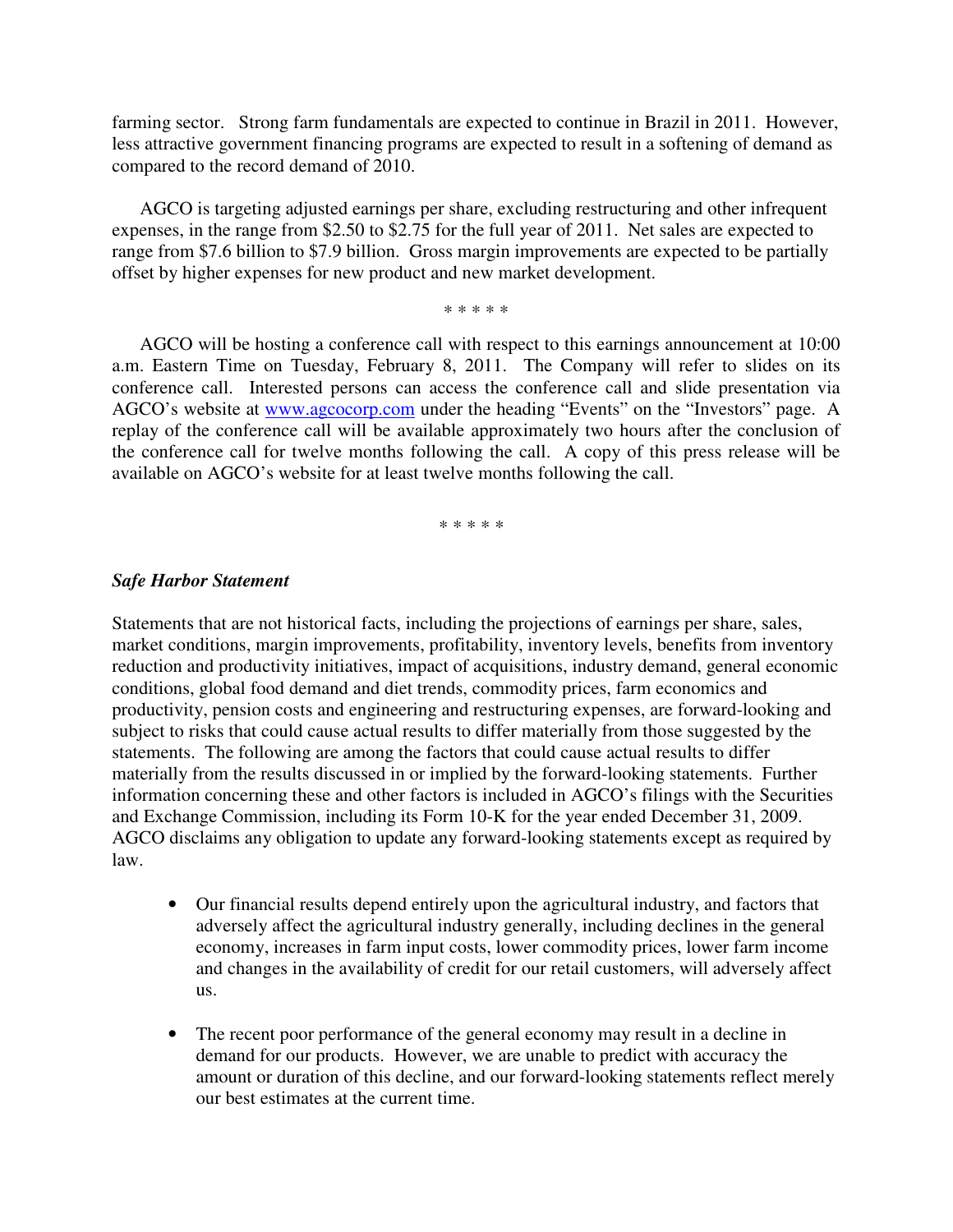farming sector. Strong farm fundamentals are expected to continue in Brazil in 2011. However, less attractive government financing programs are expected to result in a softening of demand as compared to the record demand of 2010.

AGCO is targeting adjusted earnings per share, excluding restructuring and other infrequent expenses, in the range from $2.50 to $2.75 for the full year of 2011. Net sales are expected to range from $7.6 billion to $7.9 billion. Gross margin improvements are expected to be partially offset by higher expenses for new product and new market development.

\* \* \* \* \*

AGCO will be hosting a conference call with respect to this earnings announcement at 10:00 a.m. Eastern Time on Tuesday, February 8, 2011. The Company will refer to slides on its conference call. Interested persons can access the conference call and slide presentation via AGCO's website at [www.agcocorp.com](http://www.agcocorp.com) under the heading "Events" on the "Investors" page. A replay of the conference call will be available approximately two hours after the conclusion of the conference call for twelve months following the call. A copy of this press release will be available on AGCO's website for at least twelve months following the call.

\* \* \* \* \*

***Safe Harbor Statement***

Statements that are not historical facts, including the projections of earnings per share, sales, market conditions, margin improvements, profitability, inventory levels, benefits from inventory reduction and productivity initiatives, impact of acquisitions, industry demand, general economic conditions, global food demand and diet trends, commodity prices, farm economics and productivity, pension costs and engineering and restructuring expenses, are forward-looking and subject to risks that could cause actual results to differ materially from those suggested by the statements. The following are among the factors that could cause actual results to differ materially from the results discussed in or implied by the forward-looking statements. Further information concerning these and other factors is included in AGCO's filings with the Securities and Exchange Commission, including its Form 10-K for the year ended December 31, 2009. AGCO disclaims any obligation to update any forward-looking statements except as required by law.

- Our financial results depend entirely upon the agricultural industry, and factors that adversely affect the agricultural industry generally, including declines in the general economy, increases in farm input costs, lower commodity prices, lower farm income and changes in the availability of credit for our retail customers, will adversely affect us.

- The recent poor performance of the general economy may result in a decline in demand for our products. However, we are unable to predict with accuracy the amount or duration of this decline, and our forward-looking statements reflect merely our best estimates at the current time.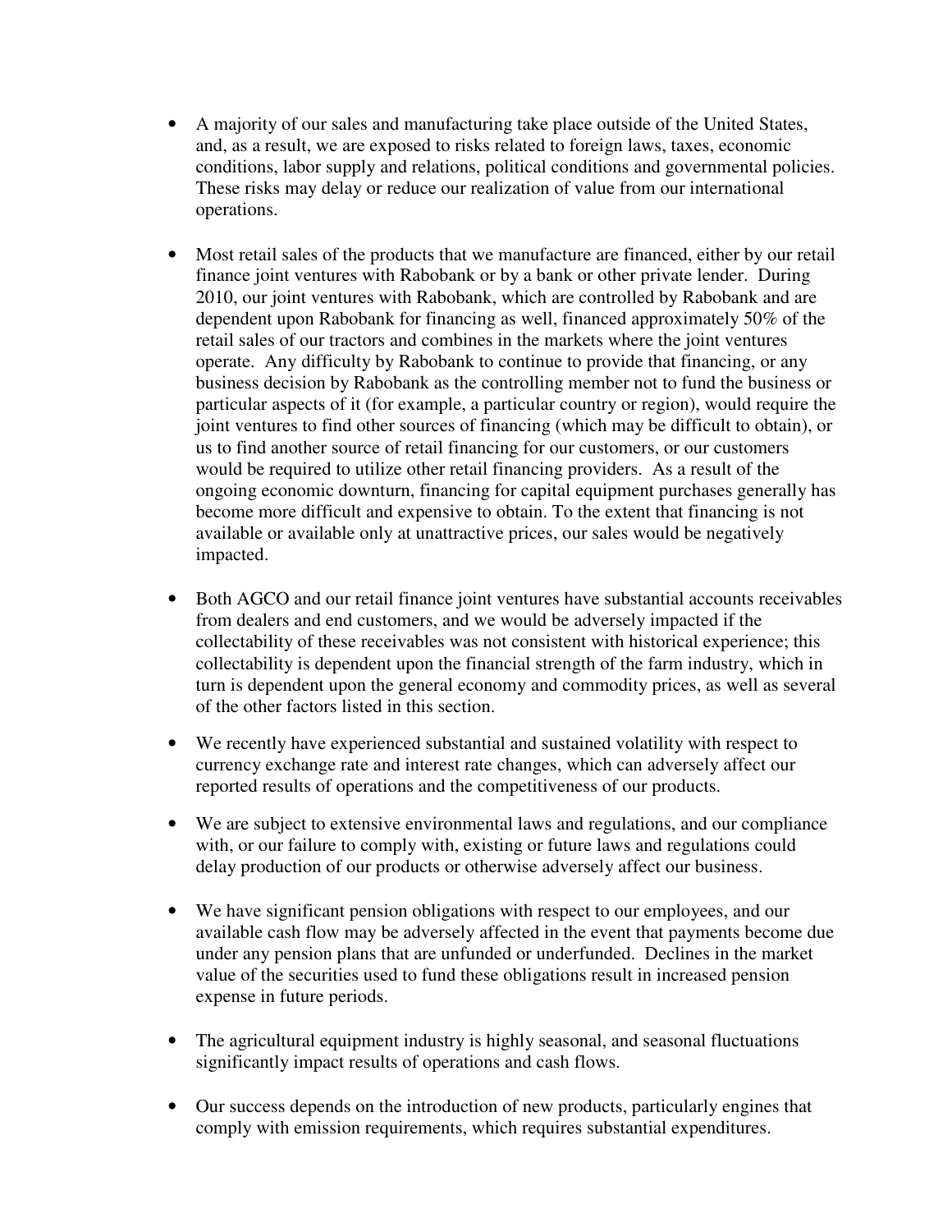- A majority of our sales and manufacturing take place outside of the United States, and, as a result, we are exposed to risks related to foreign laws, taxes, economic conditions, labor supply and relations, political conditions and governmental policies. These risks may delay or reduce our realization of value from our international operations.

- Most retail sales of the products that we manufacture are financed, either by our retail finance joint ventures with Rabobank or by a bank or other private lender. During 2010, our joint ventures with Rabobank, which are controlled by Rabobank and are dependent upon Rabobank for financing as well, financed approximately 50% of the retail sales of our tractors and combines in the markets where the joint ventures operate. Any difficulty by Rabobank to continue to provide that financing, or any business decision by Rabobank as the controlling member not to fund the business or particular aspects of it (for example, a particular country or region), would require the joint ventures to find other sources of financing (which may be difficult to obtain), or us to find another source of retail financing for our customers, or our customers would be required to utilize other retail financing providers. As a result of the ongoing economic downturn, financing for capital equipment purchases generally has become more difficult and expensive to obtain. To the extent that financing is not available or available only at unattractive prices, our sales would be negatively impacted.

- Both AGCO and our retail finance joint ventures have substantial accounts receivables from dealers and end customers, and we would be adversely impacted if the collectability of these receivables was not consistent with historical experience; this collectability is dependent upon the financial strength of the farm industry, which in turn is dependent upon the general economy and commodity prices, as well as several of the other factors listed in this section.

- We recently have experienced substantial and sustained volatility with respect to currency exchange rate and interest rate changes, which can adversely affect our reported results of operations and the competitiveness of our products.

- We are subject to extensive environmental laws and regulations, and our compliance with, or our failure to comply with, existing or future laws and regulations could delay production of our products or otherwise adversely affect our business.

- We have significant pension obligations with respect to our employees, and our available cash flow may be adversely affected in the event that payments become due under any pension plans that are unfunded or underfunded. Declines in the market value of the securities used to fund these obligations result in increased pension expense in future periods.

- The agricultural equipment industry is highly seasonal, and seasonal fluctuations significantly impact results of operations and cash flows.

- Our success depends on the introduction of new products, particularly engines that comply with emission requirements, which requires substantial expenditures.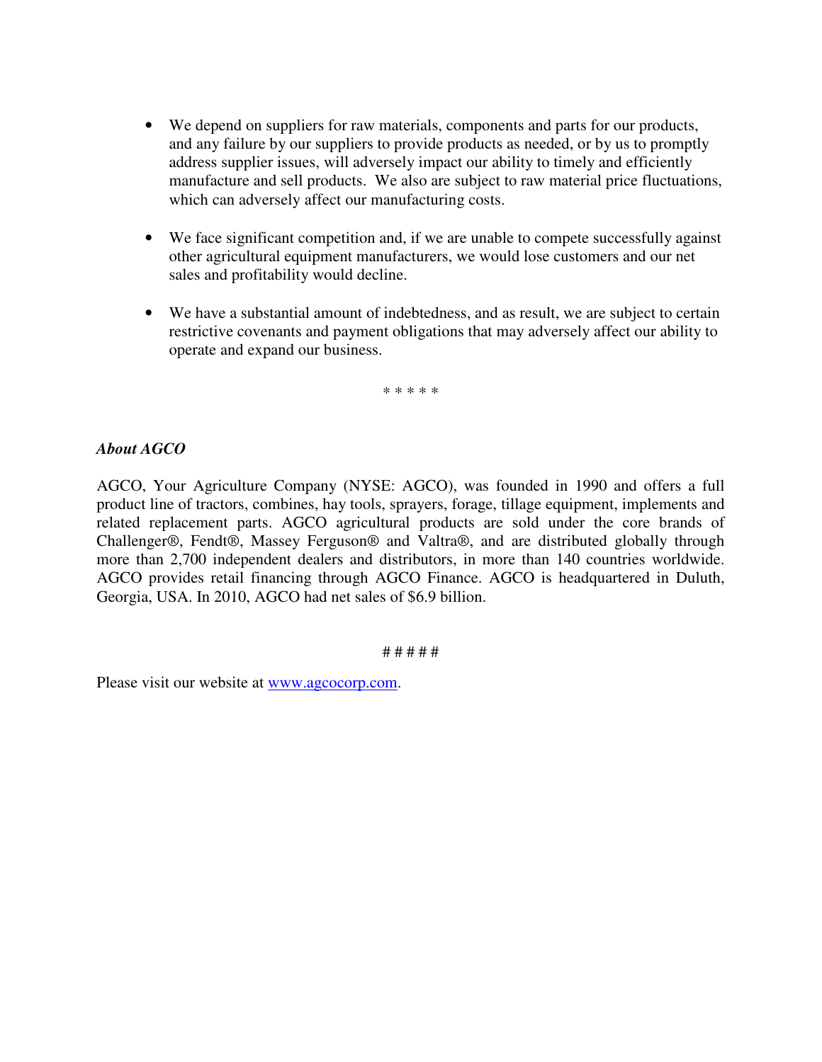- We depend on suppliers for raw materials, components and parts for our products, and any failure by our suppliers to provide products as needed, or by us to promptly address supplier issues, will adversely impact our ability to timely and efficiently manufacture and sell products. We also are subject to raw material price fluctuations, which can adversely affect our manufacturing costs.

- We face significant competition and, if we are unable to compete successfully against other agricultural equipment manufacturers, we would lose customers and our net sales and profitability would decline.

- We have a substantial amount of indebtedness, and as result, we are subject to certain restrictive covenants and payment obligations that may adversely affect our ability to operate and expand our business.

\* \* \* \* \*

***About AGCO***

AGCO, Your Agriculture Company (NYSE: AGCO), was founded in 1990 and offers a full product line of tractors, combines, hay tools, sprayers, forage, tillage equipment, implements and related replacement parts. AGCO agricultural products are sold under the core brands of Challenger®, Fendt®, Massey Ferguson® and Valtra®, and are distributed globally through more than 2,700 independent dealers and distributors, in more than 140 countries worldwide. AGCO provides retail financing through AGCO Finance. AGCO is headquartered in Duluth, Georgia, USA. In 2010, AGCO had net sales of $6.9 billion.

# # # # #

Please visit our website at [www.agcocorp.com](http://www.agcocorp.com).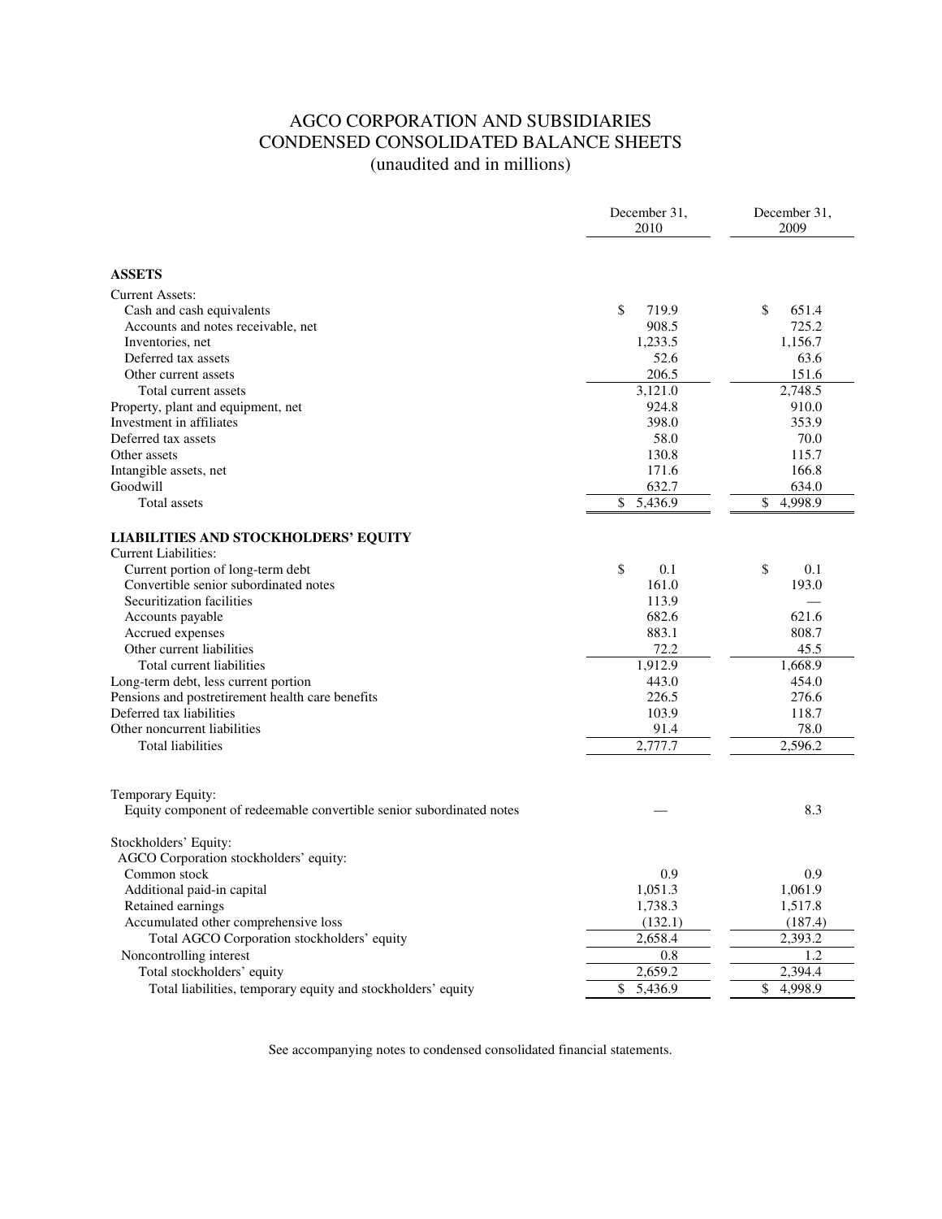# AGCO CORPORATION AND SUBSIDIARIES
# CONDENSED CONSOLIDATED BALANCE SHEETS
(unaudited and in millions)

| | December 31, 2010 | December 31, 2009 |
|---|---|---|
| **ASSETS** | | |
| Current Assets: | | |
| Cash and cash equivalents | $ 719.9 | $ 651.4 |
| Accounts and notes receivable, net | 908.5 | 725.2 |
| Inventories, net | 1,233.5 | 1,156.7 |
| Deferred tax assets | 52.6 | 63.6 |
| Other current assets | 206.5 | 151.6 |
| Total current assets | 3,121.0 | 2,748.5 |
| Property, plant and equipment, net | 924.8 | 910.0 |
| Investment in affiliates | 398.0 | 353.9 |
| Deferred tax assets | 58.0 | 70.0 |
| Other assets | 130.8 | 115.7 |
| Intangible assets, net | 171.6 | 166.8 |
| Goodwill | 632.7 | 634.0 |
| Total assets | $ 5,436.9 | $ 4,998.9 |
| **LIABILITIES AND STOCKHOLDERS' EQUITY** | | |
| Current Liabilities: | | |
| Current portion of long-term debt | $ 0.1 | $ 0.1 |
| Convertible senior subordinated notes | 161.0 | 193.0 |
| Securitization facilities | 113.9 | — |
| Accounts payable | 682.6 | 621.6 |
| Accrued expenses | 883.1 | 808.7 |
| Other current liabilities | 72.2 | 45.5 |
| Total current liabilities | 1,912.9 | 1,668.9 |
| Long-term debt, less current portion | 443.0 | 454.0 |
| Pensions and postretirement health care benefits | 226.5 | 276.6 |
| Deferred tax liabilities | 103.9 | 118.7 |
| Other noncurrent liabilities | 91.4 | 78.0 |
| Total liabilities | 2,777.7 | 2,596.2 |
| Temporary Equity: | | |
| Equity component of redeemable convertible senior subordinated notes | — | 8.3 |
| Stockholders' Equity: | | |
| AGCO Corporation stockholders' equity: | | |
| Common stock | 0.9 | 0.9 |
| Additional paid-in capital | 1,051.3 | 1,061.9 |
| Retained earnings | 1,738.3 | 1,517.8 |
| Accumulated other comprehensive loss | (132.1) | (187.4) |
| Total AGCO Corporation stockholders' equity | 2,658.4 | 2,393.2 |
| Noncontrolling interest | 0.8 | 1.2 |
| Total stockholders' equity | 2,659.2 | 2,394.4 |
| Total liabilities, temporary equity and stockholders' equity | $ 5,436.9 | $ 4,998.9 |

See accompanying notes to condensed consolidated financial statements.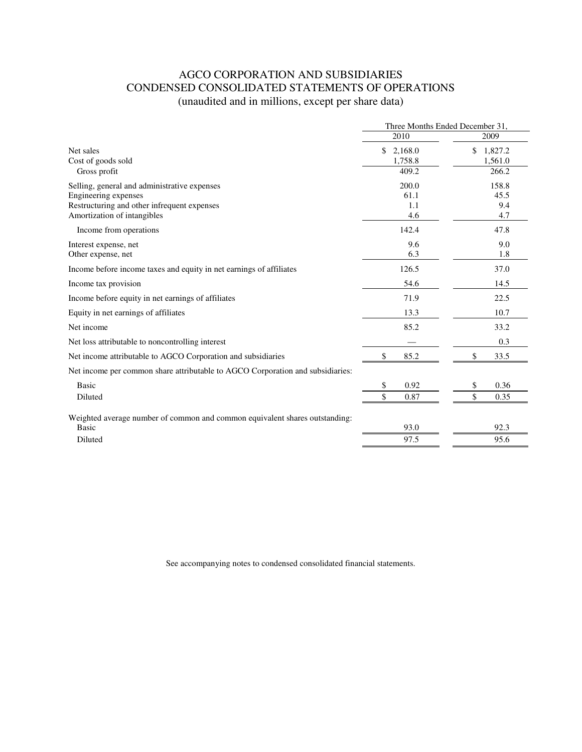# AGCO CORPORATION AND SUBSIDIARIES
## CONDENSED CONSOLIDATED STATEMENTS OF OPERATIONS
### (unaudited and in millions, except per share data)

| | Three Months Ended December 31, | |
|---|---|---|
| | 2010 | 2009 |
| Net sales | $ 2,168.0 | $ 1,827.2 |
| Cost of goods sold | 1,758.8 | 1,561.0 |
| Gross profit | 409.2 | 266.2 |
| Selling, general and administrative expenses | 200.0 | 158.8 |
| Engineering expenses | 61.1 | 45.5 |
| Restructuring and other infrequent expenses | 1.1 | 9.4 |
| Amortization of intangibles | 4.6 | 4.7 |
| Income from operations | 142.4 | 47.8 |
| Interest expense, net | 9.6 | 9.0 |
| Other expense, net | 6.3 | 1.8 |
| Income before income taxes and equity in net earnings of affiliates | 126.5 | 37.0 |
| Income tax provision | 54.6 | 14.5 |
| Income before equity in net earnings of affiliates | 71.9 | 22.5 |
| Equity in net earnings of affiliates | 13.3 | 10.7 |
| Net income | 85.2 | 33.2 |
| Net loss attributable to noncontrolling interest | — | 0.3 |
| Net income attributable to AGCO Corporation and subsidiaries | $ 85.2 | $ 33.5 |
| Net income per common share attributable to AGCO Corporation and subsidiaries: | | |
| Basic | $ 0.92 | $ 0.36 |
| Diluted | $ 0.87 | $ 0.35 |
| Weighted average number of common and common equivalent shares outstanding: | | |
| Basic | 93.0 | 92.3 |
| Diluted | 97.5 | 95.6 |

See accompanying notes to condensed consolidated financial statements.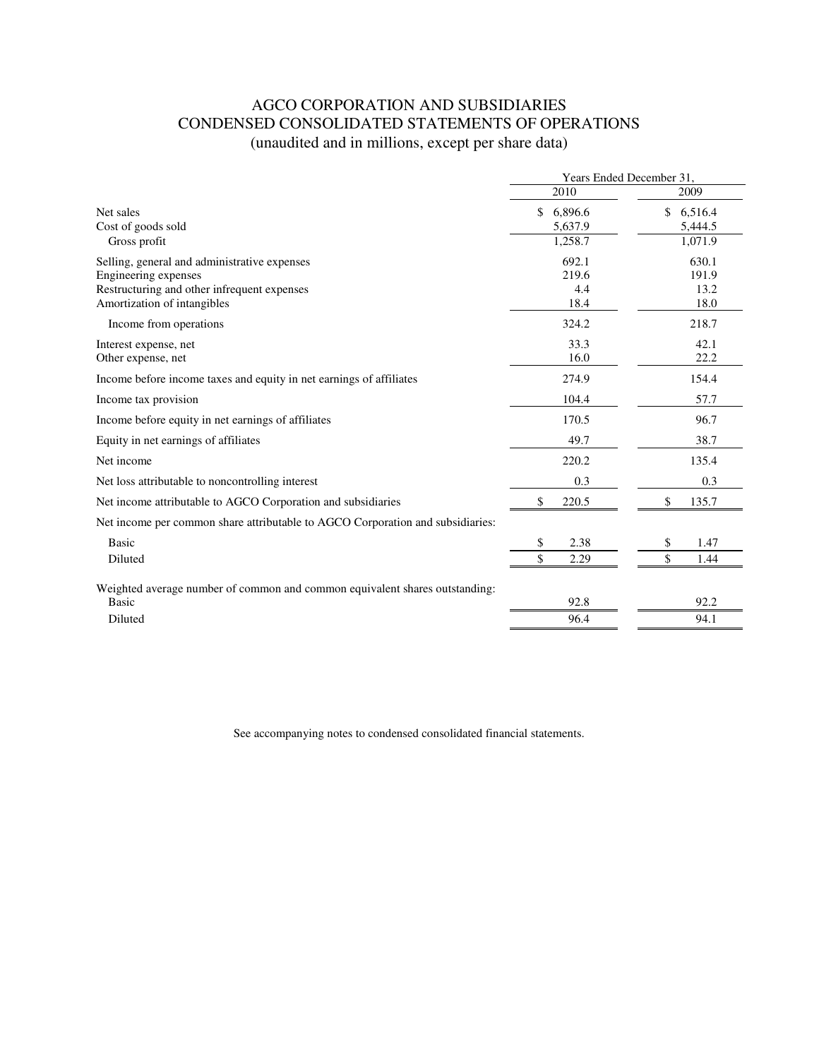# AGCO CORPORATION AND SUBSIDIARIES
## CONDENSED CONSOLIDATED STATEMENTS OF OPERATIONS
(unaudited and in millions, except per share data)

| | Years Ended December 31, | |
|---|---|---|
| | 2010 | 2009 |
| Net sales | $ 6,896.6 | $ 6,516.4 |
| Cost of goods sold | 5,637.9 | 5,444.5 |
| Gross profit | 1,258.7 | 1,071.9 |
| Selling, general and administrative expenses | 692.1 | 630.1 |
| Engineering expenses | 219.6 | 191.9 |
| Restructuring and other infrequent expenses | 4.4 | 13.2 |
| Amortization of intangibles | 18.4 | 18.0 |
| Income from operations | 324.2 | 218.7 |
| Interest expense, net | 33.3 | 42.1 |
| Other expense, net | 16.0 | 22.2 |
| Income before income taxes and equity in net earnings of affiliates | 274.9 | 154.4 |
| Income tax provision | 104.4 | 57.7 |
| Income before equity in net earnings of affiliates | 170.5 | 96.7 |
| Equity in net earnings of affiliates | 49.7 | 38.7 |
| Net income | 220.2 | 135.4 |
| Net loss attributable to noncontrolling interest | 0.3 | 0.3 |
| Net income attributable to AGCO Corporation and subsidiaries | $ 220.5 | $ 135.7 |
| Net income per common share attributable to AGCO Corporation and subsidiaries: | | |
| Basic | $ 2.38 | $ 1.47 |
| Diluted | $ 2.29 | $ 1.44 |
| Weighted average number of common and common equivalent shares outstanding: | | |
| Basic | 92.8 | 92.2 |
| Diluted | 96.4 | 94.1 |

See accompanying notes to condensed consolidated financial statements.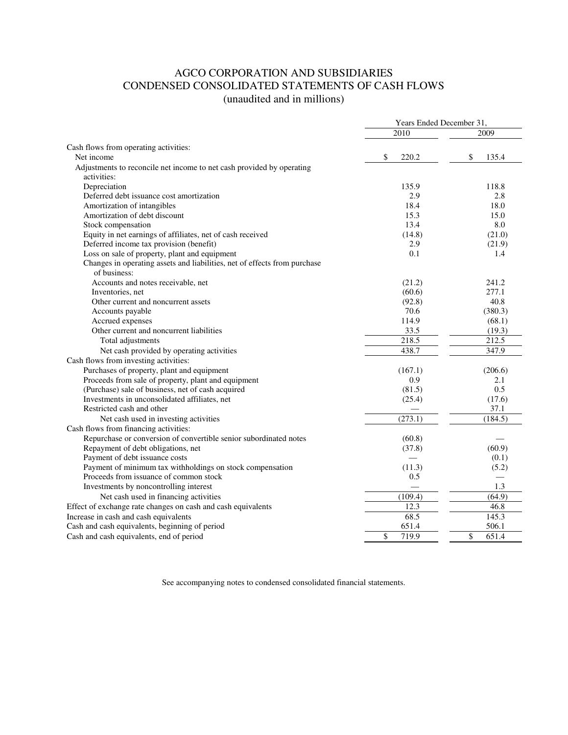# AGCO CORPORATION AND SUBSIDIARIES
## CONDENSED CONSOLIDATED STATEMENTS OF CASH FLOWS
### (unaudited and in millions)

| | Years Ended December 31, | |
|---|---|---|
| | 2010 | 2009 |
| Cash flows from operating activities: | | |
| Net income | $ 220.2 | $ 135.4 |
| Adjustments to reconcile net income to net cash provided by operating activities: | | |
| Depreciation | 135.9 | 118.8 |
| Deferred debt issuance cost amortization | 2.9 | 2.8 |
| Amortization of intangibles | 18.4 | 18.0 |
| Amortization of debt discount | 15.3 | 15.0 |
| Stock compensation | 13.4 | 8.0 |
| Equity in net earnings of affiliates, net of cash received | (14.8) | (21.0) |
| Deferred income tax provision (benefit) | 2.9 | (21.9) |
| Loss on sale of property, plant and equipment | 0.1 | 1.4 |
| Changes in operating assets and liabilities, net of effects from purchase of business: | | |
| Accounts and notes receivable, net | (21.2) | 241.2 |
| Inventories, net | (60.6) | 277.1 |
| Other current and noncurrent assets | (92.8) | 40.8 |
| Accounts payable | 70.6 | (380.3) |
| Accrued expenses | 114.9 | (68.1) |
| Other current and noncurrent liabilities | 33.5 | (19.3) |
| Total adjustments | 218.5 | 212.5 |
| Net cash provided by operating activities | 438.7 | 347.9 |
| Cash flows from investing activities: | | |
| Purchases of property, plant and equipment | (167.1) | (206.6) |
| Proceeds from sale of property, plant and equipment | 0.9 | 2.1 |
| (Purchase) sale of business, net of cash acquired | (81.5) | 0.5 |
| Investments in unconsolidated affiliates, net | (25.4) | (17.6) |
| Restricted cash and other | — | 37.1 |
| Net cash used in investing activities | (273.1) | (184.5) |
| Cash flows from financing activities: | | |
| Repurchase or conversion of convertible senior subordinated notes | (60.8) | — |
| Repayment of debt obligations, net | (37.8) | (60.9) |
| Payment of debt issuance costs | — | (0.1) |
| Payment of minimum tax withholdings on stock compensation | (11.3) | (5.2) |
| Proceeds from issuance of common stock | 0.5 | — |
| Investments by noncontrolling interest | — | 1.3 |
| Net cash used in financing activities | (109.4) | (64.9) |
| Effect of exchange rate changes on cash and cash equivalents | 12.3 | 46.8 |
| Increase in cash and cash equivalents | 68.5 | 145.3 |
| Cash and cash equivalents, beginning of period | 651.4 | 506.1 |
| Cash and cash equivalents, end of period | $ 719.9 | $ 651.4 |

See accompanying notes to condensed consolidated financial statements.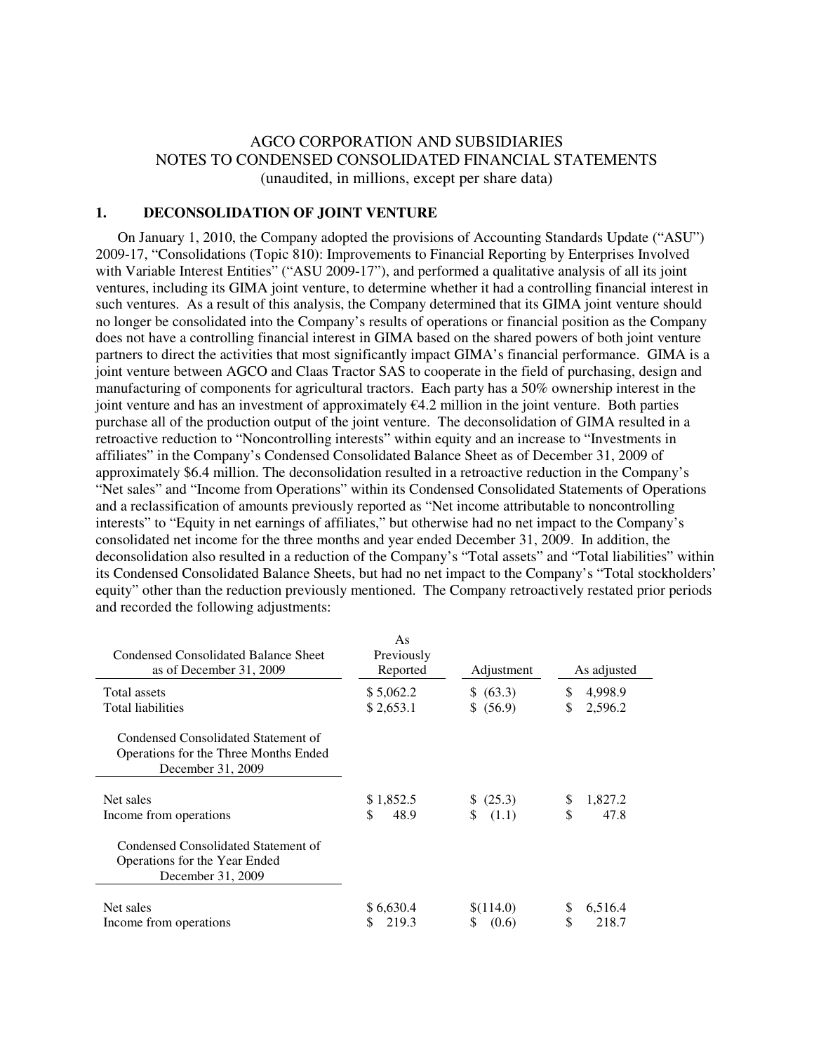# AGCO CORPORATION AND SUBSIDIARIES
## NOTES TO CONDENSED CONSOLIDATED FINANCIAL STATEMENTS
(unaudited, in millions, except per share data)

### 1. DECONSOLIDATION OF JOINT VENTURE

On January 1, 2010, the Company adopted the provisions of Accounting Standards Update ("ASU") 2009-17, "Consolidations (Topic 810): Improvements to Financial Reporting by Enterprises Involved with Variable Interest Entities" ("ASU 2009-17"), and performed a qualitative analysis of all its joint ventures, including its GIMA joint venture, to determine whether it had a controlling financial interest in such ventures. As a result of this analysis, the Company determined that its GIMA joint venture should no longer be consolidated into the Company's results of operations or financial position as the Company does not have a controlling financial interest in GIMA based on the shared powers of both joint venture partners to direct the activities that most significantly impact GIMA's financial performance. GIMA is a joint venture between AGCO and Claas Tractor SAS to cooperate in the field of purchasing, design and manufacturing of components for agricultural tractors. Each party has a 50% ownership interest in the joint venture and has an investment of approximately €4.2 million in the joint venture. Both parties purchase all of the production output of the joint venture. The deconsolidation of GIMA resulted in a retroactive reduction to "Noncontrolling interests" within equity and an increase to "Investments in affiliates" in the Company's Condensed Consolidated Balance Sheet as of December 31, 2009 of approximately $6.4 million. The deconsolidation resulted in a retroactive reduction in the Company's "Net sales" and "Income from Operations" within its Condensed Consolidated Statements of Operations and a reclassification of amounts previously reported as "Net income attributable to noncontrolling interests" to "Equity in net earnings of affiliates," but otherwise had no net impact to the Company's consolidated net income for the three months and year ended December 31, 2009. In addition, the deconsolidation also resulted in a reduction of the Company's "Total assets" and "Total liabilities" within its Condensed Consolidated Balance Sheets, but had no net impact to the Company's "Total stockholders' equity" other than the reduction previously mentioned. The Company retroactively restated prior periods and recorded the following adjustments:

| Condensed Consolidated Balance Sheet as of December 31, 2009 | As Previously Reported | Adjustment | As adjusted |
|---|---|---|---|
| Total assets | $ 5,062.2 | $ (63.3) | $ 4,998.9 |
| Total liabilities | $ 2,653.1 | $ (56.9) | $ 2,596.2 |
| **Condensed Consolidated Statement of Operations for the Three Months Ended December 31, 2009** | | | |
| Net sales | $ 1,852.5 | $ (25.3) | $ 1,827.2 |
| Income from operations | $ 48.9 | $ (1.1) | $ 47.8 |
| **Condensed Consolidated Statement of Operations for the Year Ended December 31, 2009** | | | |
| Net sales | $ 6,630.4 | $(114.0) | $ 6,516.4 |
| Income from operations | $ 219.3 | $ (0.6) | $ 218.7 |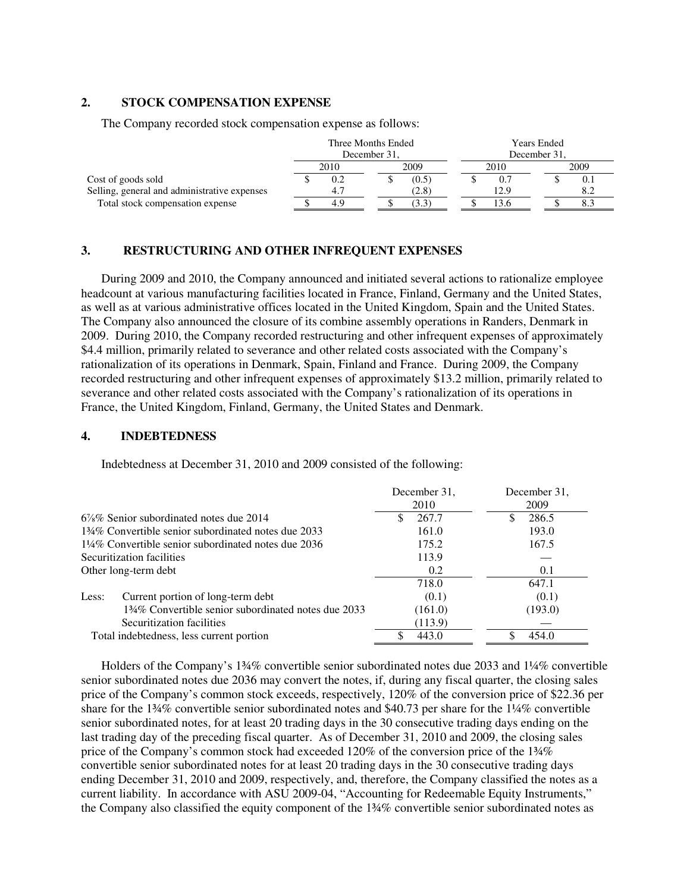## 2. STOCK COMPENSATION EXPENSE

The Company recorded stock compensation expense as follows:

| | Three Months Ended December 31, | | Years Ended December 31, | |
|---|---|---|---|---|
| | 2010 | 2009 | 2010 | 2009 |
| Cost of goods sold | $ 0.2 | $ (0.5) | $ 0.7 | $ 0.1 |
| Selling, general and administrative expenses | 4.7 | (2.8) | 12.9 | 8.2 |
| Total stock compensation expense | $ 4.9 | $ (3.3) | $ 13.6 | $ 8.3 |

## 3. RESTRUCTURING AND OTHER INFREQUENT EXPENSES

During 2009 and 2010, the Company announced and initiated several actions to rationalize employee headcount at various manufacturing facilities located in France, Finland, Germany and the United States, as well as at various administrative offices located in the United Kingdom, Spain and the United States. The Company also announced the closure of its combine assembly operations in Randers, Denmark in 2009. During 2010, the Company recorded restructuring and other infrequent expenses of approximately $4.4 million, primarily related to severance and other related costs associated with the Company's rationalization of its operations in Denmark, Spain, Finland and France. During 2009, the Company recorded restructuring and other infrequent expenses of approximately $13.2 million, primarily related to severance and other related costs associated with the Company's rationalization of its operations in France, the United Kingdom, Finland, Germany, the United States and Denmark.

## 4. INDEBTEDNESS

Indebtedness at December 31, 2010 and 2009 consisted of the following:

| | December 31, 2010 | December 31, 2009 |
|---|---|---|
| 6⅞% Senior subordinated notes due 2014 | $ 267.7 | $ 286.5 |
| 1¾% Convertible senior subordinated notes due 2033 | 161.0 | 193.0 |
| 1¼% Convertible senior subordinated notes due 2036 | 175.2 | 167.5 |
| Securitization facilities | 113.9 | — |
| Other long-term debt | 0.2 | 0.1 |
| | 718.0 | 647.1 |
| Less: Current portion of long-term debt | (0.1) | (0.1) |
| 1¾% Convertible senior subordinated notes due 2033 | (161.0) | (193.0) |
| Securitization facilities | (113.9) | — |
| Total indebtedness, less current portion | $ 443.0 | $ 454.0 |

Holders of the Company's 1¾% convertible senior subordinated notes due 2033 and 1¼% convertible senior subordinated notes due 2036 may convert the notes, if, during any fiscal quarter, the closing sales price of the Company's common stock exceeds, respectively, 120% of the conversion price of $22.36 per share for the 1¾% convertible senior subordinated notes and $40.73 per share for the 1¼% convertible senior subordinated notes, for at least 20 trading days in the 30 consecutive trading days ending on the last trading day of the preceding fiscal quarter. As of December 31, 2010 and 2009, the closing sales price of the Company's common stock had exceeded 120% of the conversion price of the 1¾% convertible senior subordinated notes for at least 20 trading days in the 30 consecutive trading days ending December 31, 2010 and 2009, respectively, and, therefore, the Company classified the notes as a current liability. In accordance with ASU 2009-04, "Accounting for Redeemable Equity Instruments," the Company also classified the equity component of the 1¾% convertible senior subordinated notes as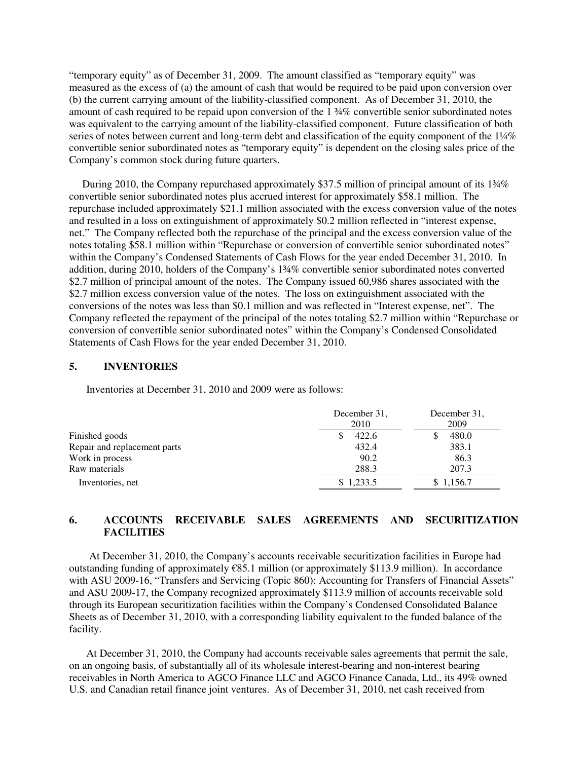"temporary equity" as of December 31, 2009. The amount classified as "temporary equity" was measured as the excess of (a) the amount of cash that would be required to be paid upon conversion over (b) the current carrying amount of the liability-classified component. As of December 31, 2010, the amount of cash required to be repaid upon conversion of the 1 ¾% convertible senior subordinated notes was equivalent to the carrying amount of the liability-classified component. Future classification of both series of notes between current and long-term debt and classification of the equity component of the 1¼% convertible senior subordinated notes as "temporary equity" is dependent on the closing sales price of the Company's common stock during future quarters.

During 2010, the Company repurchased approximately \$37.5 million of principal amount of its 1¾% convertible senior subordinated notes plus accrued interest for approximately \$58.1 million. The repurchase included approximately \$21.1 million associated with the excess conversion value of the notes and resulted in a loss on extinguishment of approximately \$0.2 million reflected in "interest expense, net." The Company reflected both the repurchase of the principal and the excess conversion value of the notes totaling \$58.1 million within "Repurchase or conversion of convertible senior subordinated notes" within the Company's Condensed Statements of Cash Flows for the year ended December 31, 2010. In addition, during 2010, holders of the Company's 1¾% convertible senior subordinated notes converted \$2.7 million of principal amount of the notes. The Company issued 60,986 shares associated with the \$2.7 million excess conversion value of the notes. The loss on extinguishment associated with the conversions of the notes was less than \$0.1 million and was reflected in "Interest expense, net". The Company reflected the repayment of the principal of the notes totaling \$2.7 million within "Repurchase or conversion of convertible senior subordinated notes" within the Company's Condensed Consolidated Statements of Cash Flows for the year ended December 31, 2010.

## 5. INVENTORIES

Inventories at December 31, 2010 and 2009 were as follows:

| | December 31, 2010 | December 31, 2009 |
|---|---|---|
| Finished goods | \$ 422.6 | \$ 480.0 |
| Repair and replacement parts | 432.4 | 383.1 |
| Work in process | 90.2 | 86.3 |
| Raw materials | 288.3 | 207.3 |
| Inventories, net | \$ 1,233.5 | \$ 1,156.7 |

## 6. ACCOUNTS RECEIVABLE SALES AGREEMENTS AND SECURITIZATION FACILITIES

At December 31, 2010, the Company's accounts receivable securitization facilities in Europe had outstanding funding of approximately €85.1 million (or approximately \$113.9 million). In accordance with ASU 2009-16, "Transfers and Servicing (Topic 860): Accounting for Transfers of Financial Assets" and ASU 2009-17, the Company recognized approximately \$113.9 million of accounts receivable sold through its European securitization facilities within the Company's Condensed Consolidated Balance Sheets as of December 31, 2010, with a corresponding liability equivalent to the funded balance of the facility.

At December 31, 2010, the Company had accounts receivable sales agreements that permit the sale, on an ongoing basis, of substantially all of its wholesale interest-bearing and non-interest bearing receivables in North America to AGCO Finance LLC and AGCO Finance Canada, Ltd., its 49% owned U.S. and Canadian retail finance joint ventures. As of December 31, 2010, net cash received from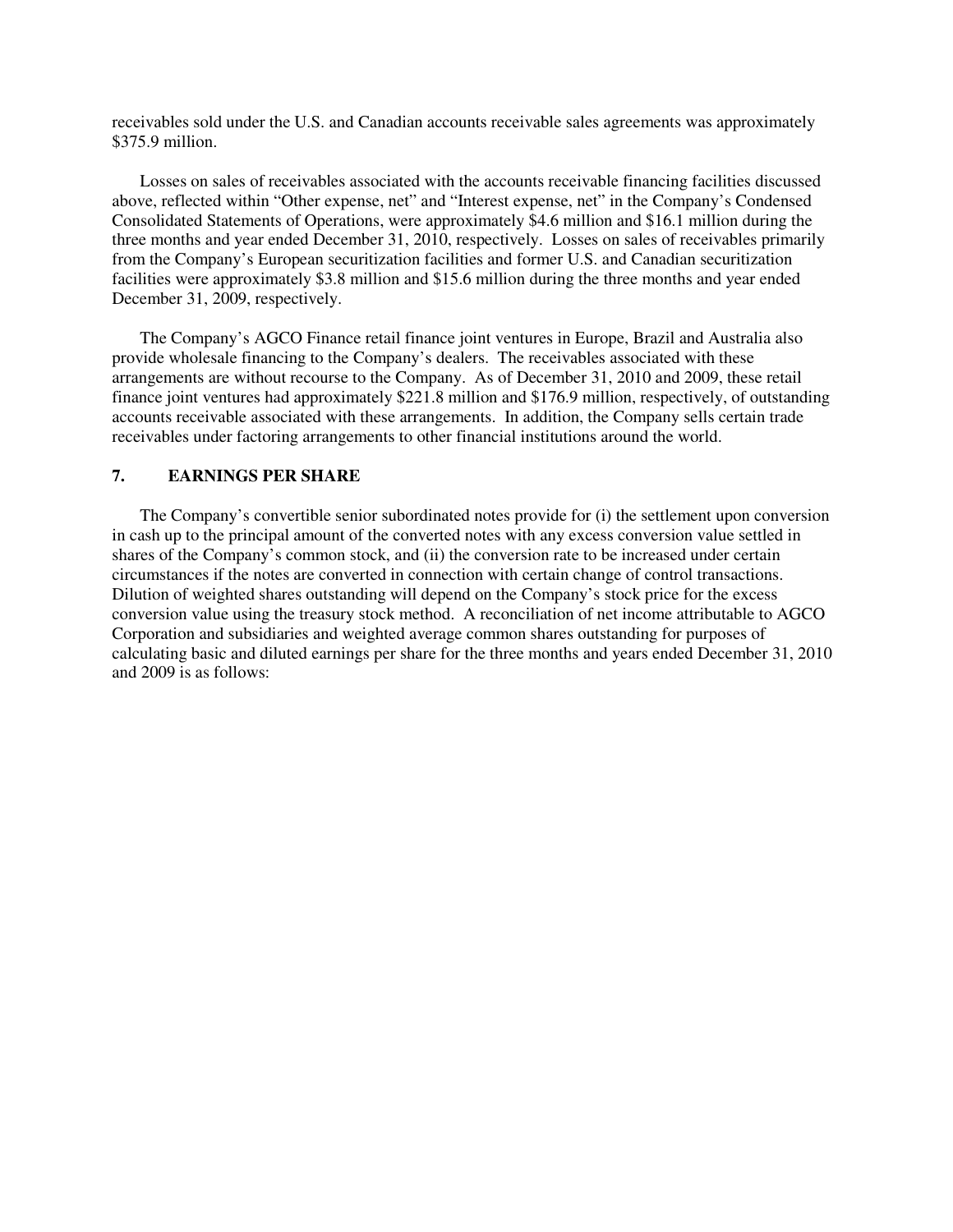receivables sold under the U.S. and Canadian accounts receivable sales agreements was approximately $375.9 million.

Losses on sales of receivables associated with the accounts receivable financing facilities discussed above, reflected within "Other expense, net" and "Interest expense, net" in the Company's Condensed Consolidated Statements of Operations, were approximately $4.6 million and $16.1 million during the three months and year ended December 31, 2010, respectively. Losses on sales of receivables primarily from the Company's European securitization facilities and former U.S. and Canadian securitization facilities were approximately $3.8 million and $15.6 million during the three months and year ended December 31, 2009, respectively.

The Company's AGCO Finance retail finance joint ventures in Europe, Brazil and Australia also provide wholesale financing to the Company's dealers. The receivables associated with these arrangements are without recourse to the Company. As of December 31, 2010 and 2009, these retail finance joint ventures had approximately $221.8 million and $176.9 million, respectively, of outstanding accounts receivable associated with these arrangements. In addition, the Company sells certain trade receivables under factoring arrangements to other financial institutions around the world.

## 7. EARNINGS PER SHARE

The Company's convertible senior subordinated notes provide for (i) the settlement upon conversion in cash up to the principal amount of the converted notes with any excess conversion value settled in shares of the Company's common stock, and (ii) the conversion rate to be increased under certain circumstances if the notes are converted in connection with certain change of control transactions. Dilution of weighted shares outstanding will depend on the Company's stock price for the excess conversion value using the treasury stock method. A reconciliation of net income attributable to AGCO Corporation and subsidiaries and weighted average common shares outstanding for purposes of calculating basic and diluted earnings per share for the three months and years ended December 31, 2010 and 2009 is as follows: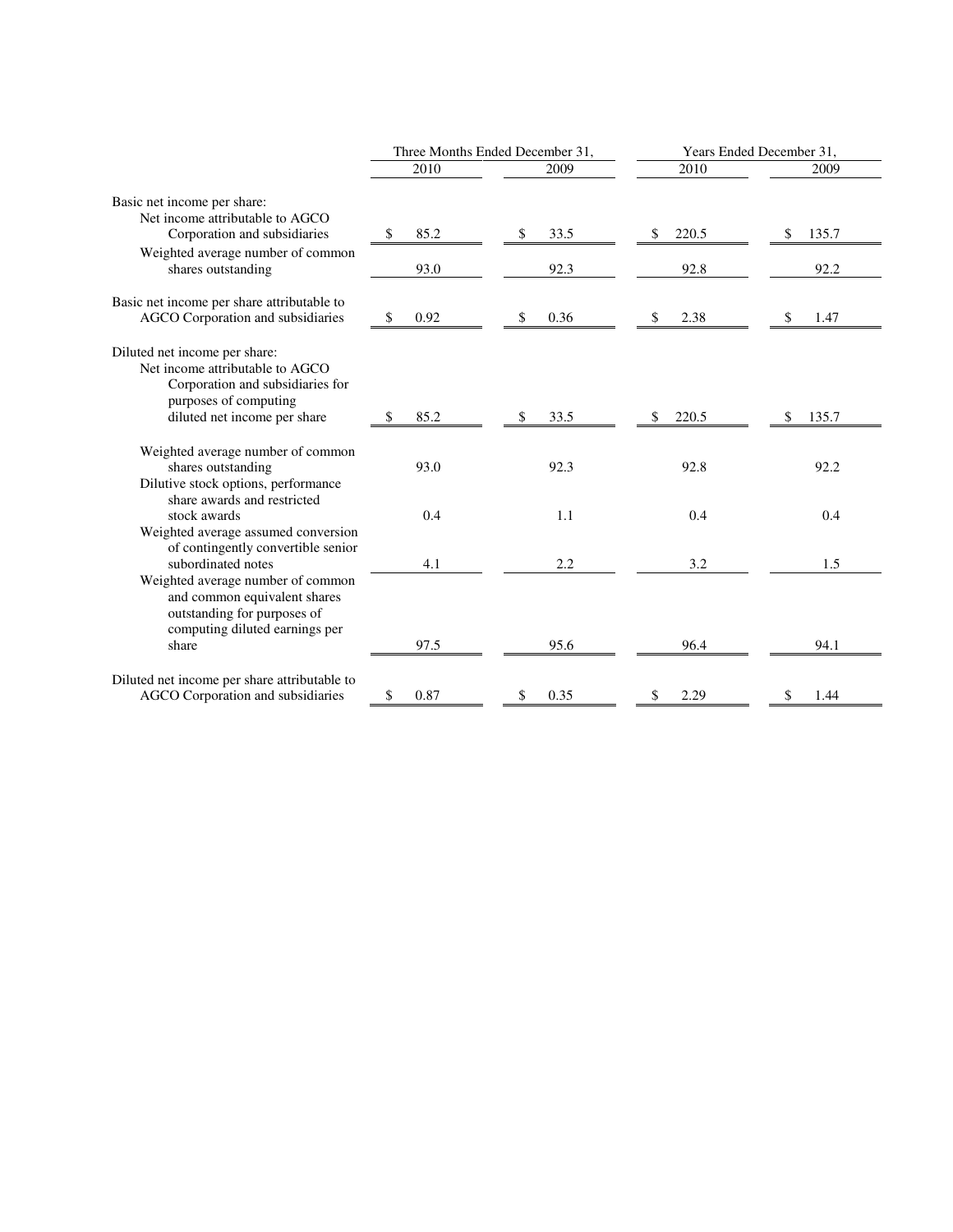| | Three Months Ended December 31, | | Years Ended December 31, | |
|---|---|---|---|---|
| | 2010 | 2009 | 2010 | 2009 |
| Basic net income per share: | | | | |
| Net income attributable to AGCO Corporation and subsidiaries | $ 85.2 | $ 33.5 | $ 220.5 | $ 135.7 |
| Weighted average number of common shares outstanding | 93.0 | 92.3 | 92.8 | 92.2 |
| Basic net income per share attributable to AGCO Corporation and subsidiaries | $ 0.92 | $ 0.36 | $ 2.38 | $ 1.47 |
| Diluted net income per share: | | | | |
| Net income attributable to AGCO Corporation and subsidiaries for purposes of computing diluted net income per share | $ 85.2 | $ 33.5 | $ 220.5 | $ 135.7 |
| Weighted average number of common shares outstanding | 93.0 | 92.3 | 92.8 | 92.2 |
| Dilutive stock options, performance share awards and restricted stock awards | 0.4 | 1.1 | 0.4 | 0.4 |
| Weighted average assumed conversion of contingently convertible senior subordinated notes | 4.1 | 2.2 | 3.2 | 1.5 |
| Weighted average number of common and common equivalent shares outstanding for purposes of computing diluted earnings per share | 97.5 | 95.6 | 96.4 | 94.1 |
| Diluted net income per share attributable to AGCO Corporation and subsidiaries | $ 0.87 | $ 0.35 | $ 2.29 | $ 1.44 |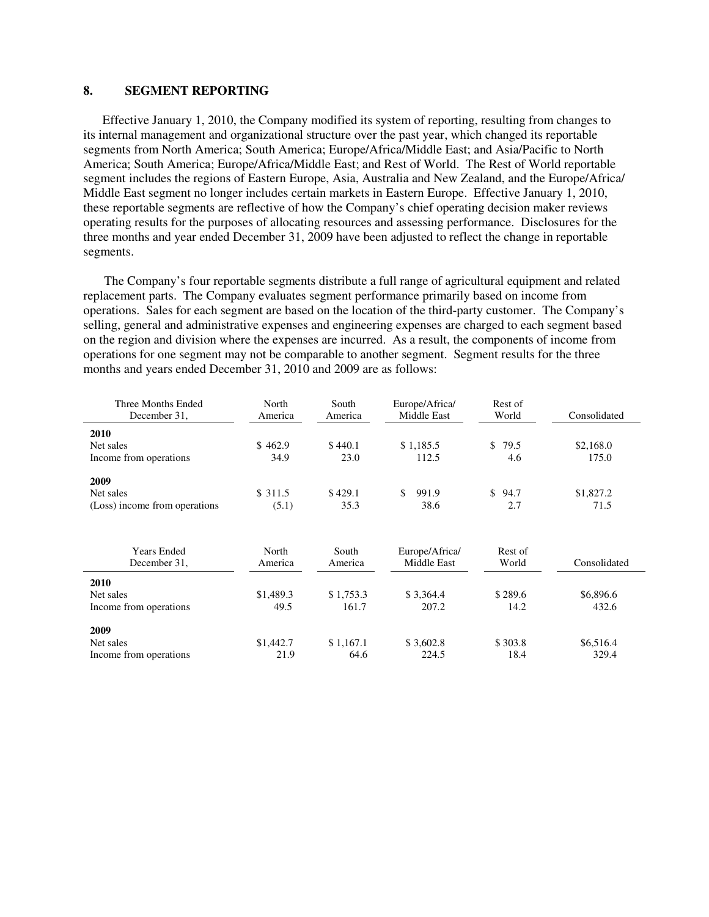## 8. SEGMENT REPORTING

Effective January 1, 2010, the Company modified its system of reporting, resulting from changes to its internal management and organizational structure over the past year, which changed its reportable segments from North America; South America; Europe/Africa/Middle East; and Asia/Pacific to North America; South America; Europe/Africa/Middle East; and Rest of World. The Rest of World reportable segment includes the regions of Eastern Europe, Asia, Australia and New Zealand, and the Europe/Africa/Middle East segment no longer includes certain markets in Eastern Europe. Effective January 1, 2010, these reportable segments are reflective of how the Company's chief operating decision maker reviews operating results for the purposes of allocating resources and assessing performance. Disclosures for the three months and year ended December 31, 2009 have been adjusted to reflect the change in reportable segments.

The Company's four reportable segments distribute a full range of agricultural equipment and related replacement parts. The Company evaluates segment performance primarily based on income from operations. Sales for each segment are based on the location of the third-party customer. The Company's selling, general and administrative expenses and engineering expenses are charged to each segment based on the region and division where the expenses are incurred. As a result, the components of income from operations for one segment may not be comparable to another segment. Segment results for the three months and years ended December 31, 2010 and 2009 are as follows:

| Three Months Ended December 31, | North America | South America | Europe/Africa/ Middle East | Rest of World | Consolidated |
|---|---|---|---|---|---|
| **2010** | | | | | |
| Net sales | $ 462.9 | $ 440.1 | $ 1,185.5 | $ 79.5 | $2,168.0 |
| Income from operations | 34.9 | 23.0 | 112.5 | 4.6 | 175.0 |
| **2009** | | | | | |
| Net sales | $ 311.5 | $ 429.1 | $ 991.9 | $ 94.7 | $1,827.2 |
| (Loss) income from operations | (5.1) | 35.3 | 38.6 | 2.7 | 71.5 |

| Years Ended December 31, | North America | South America | Europe/Africa/ Middle East | Rest of World | Consolidated |
|---|---|---|---|---|---|
| **2010** | | | | | |
| Net sales | $1,489.3 | $ 1,753.3 | $ 3,364.4 | $ 289.6 | $6,896.6 |
| Income from operations | 49.5 | 161.7 | 207.2 | 14.2 | 432.6 |
| **2009** | | | | | |
| Net sales | $1,442.7 | $ 1,167.1 | $ 3,602.8 | $ 303.8 | $6,516.4 |
| Income from operations | 21.9 | 64.6 | 224.5 | 18.4 | 329.4 |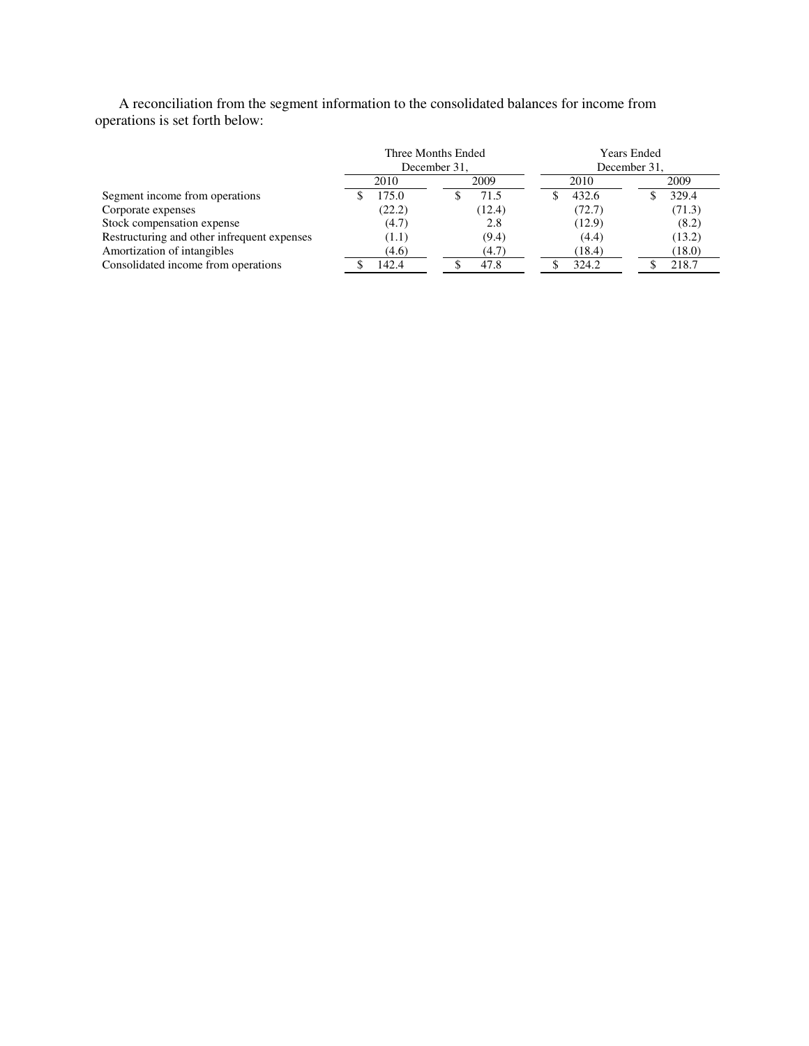A reconciliation from the segment information to the consolidated balances for income from operations is set forth below:

| | Three Months Ended December 31, | | Years Ended December 31, | |
|---|---|---|---|---|
| | 2010 | 2009 | 2010 | 2009 |
| Segment income from operations | $ 175.0 | $ 71.5 | $ 432.6 | $ 329.4 |
| Corporate expenses | (22.2) | (12.4) | (72.7) | (71.3) |
| Stock compensation expense | (4.7) | 2.8 | (12.9) | (8.2) |
| Restructuring and other infrequent expenses | (1.1) | (9.4) | (4.4) | (13.2) |
| Amortization of intangibles | (4.6) | (4.7) | (18.4) | (18.0) |
| Consolidated income from operations | $ 142.4 | $ 47.8 | $ 324.2 | $ 218.7 |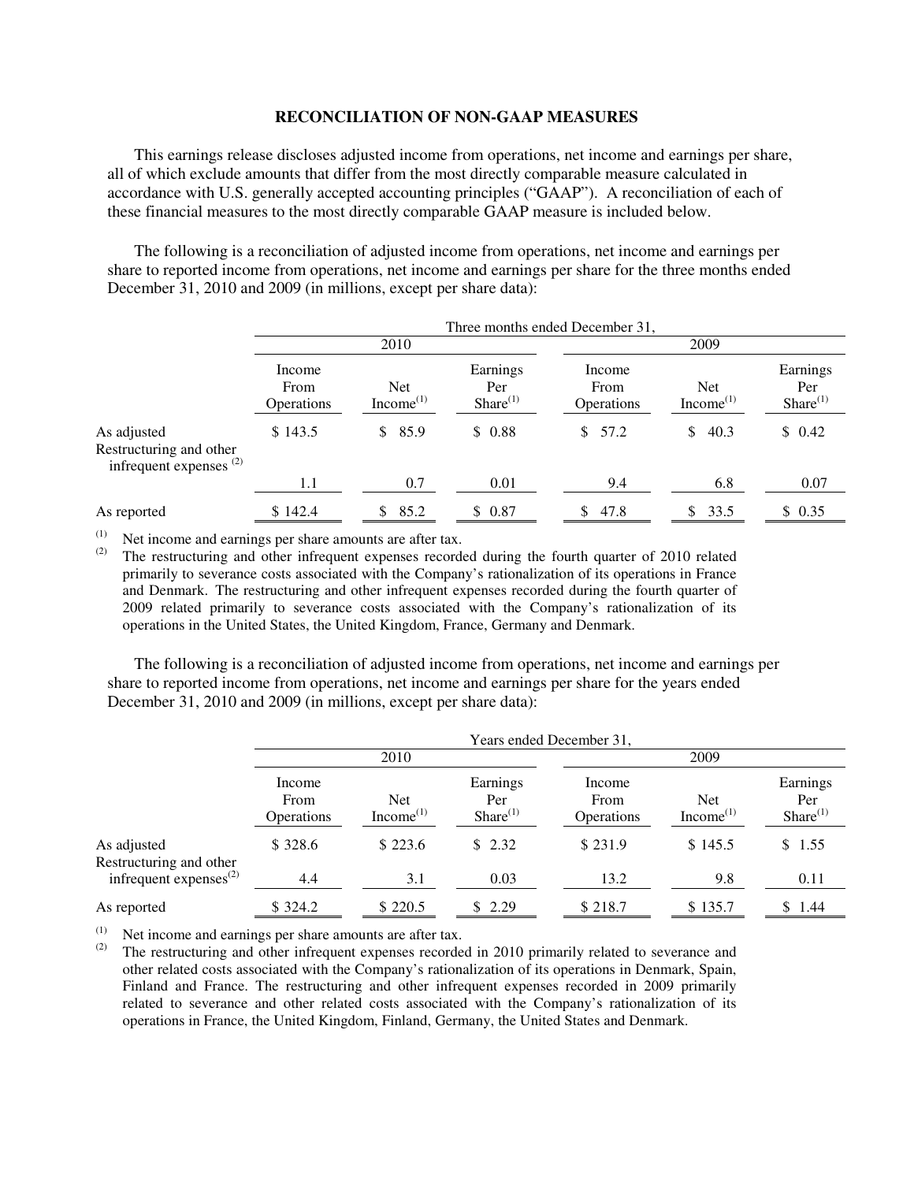## RECONCILIATION OF NON-GAAP MEASURES

This earnings release discloses adjusted income from operations, net income and earnings per share, all of which exclude amounts that differ from the most directly comparable measure calculated in accordance with U.S. generally accepted accounting principles (“GAAP”). A reconciliation of each of these financial measures to the most directly comparable GAAP measure is included below.

The following is a reconciliation of adjusted income from operations, net income and earnings per share to reported income from operations, net income and earnings per share for the three months ended December 31, 2010 and 2009 (in millions, except per share data):

| | Three months ended December 31, | | | | | |
|---|---|---|---|---|---|---|
| | 2010 | | | 2009 | | |
| | Income From Operations | Net Income[(1)] | Earnings Per Share[(1)] | Income From Operations | Net Income[(1)] | Earnings Per Share[(1)] |
| As adjusted | $ 143.5 | $ 85.9 | $ 0.88 | $ 57.2 | $ 40.3 | $ 0.42 |
| Restructuring and other infrequent expenses [(2)] | 1.1 | 0.7 | 0.01 | 9.4 | 6.8 | 0.07 |
| As reported | $ 142.4 | $ 85.2 | $ 0.87 | $ 47.8 | $ 33.5 | $ 0.35 |

(1) Net income and earnings per share amounts are after tax.

(2) The restructuring and other infrequent expenses recorded during the fourth quarter of 2010 related primarily to severance costs associated with the Company’s rationalization of its operations in France and Denmark. The restructuring and other infrequent expenses recorded during the fourth quarter of 2009 related primarily to severance costs associated with the Company’s rationalization of its operations in the United States, the United Kingdom, France, Germany and Denmark.

The following is a reconciliation of adjusted income from operations, net income and earnings per share to reported income from operations, net income and earnings per share for the years ended December 31, 2010 and 2009 (in millions, except per share data):

| | Years ended December 31, | | | | | |
|---|---|---|---|---|---|---|
| | 2010 | | | 2009 | | |
| | Income From Operations | Net Income[(1)] | Earnings Per Share[(1)] | Income From Operations | Net Income[(1)] | Earnings Per Share[(1)] |
| As adjusted | $ 328.6 | $ 223.6 | $ 2.32 | $ 231.9 | $ 145.5 | $ 1.55 |
| Restructuring and other infrequent expenses[(2)] | 4.4 | 3.1 | 0.03 | 13.2 | 9.8 | 0.11 |
| As reported | $ 324.2 | $ 220.5 | $ 2.29 | $ 218.7 | $ 135.7 | $ 1.44 |

(1) Net income and earnings per share amounts are after tax.

(2) The restructuring and other infrequent expenses recorded in 2010 primarily related to severance and other related costs associated with the Company’s rationalization of its operations in Denmark, Spain, Finland and France. The restructuring and other infrequent expenses recorded in 2009 primarily related to severance and other related costs associated with the Company’s rationalization of its operations in France, the United Kingdom, Finland, Germany, the United States and Denmark.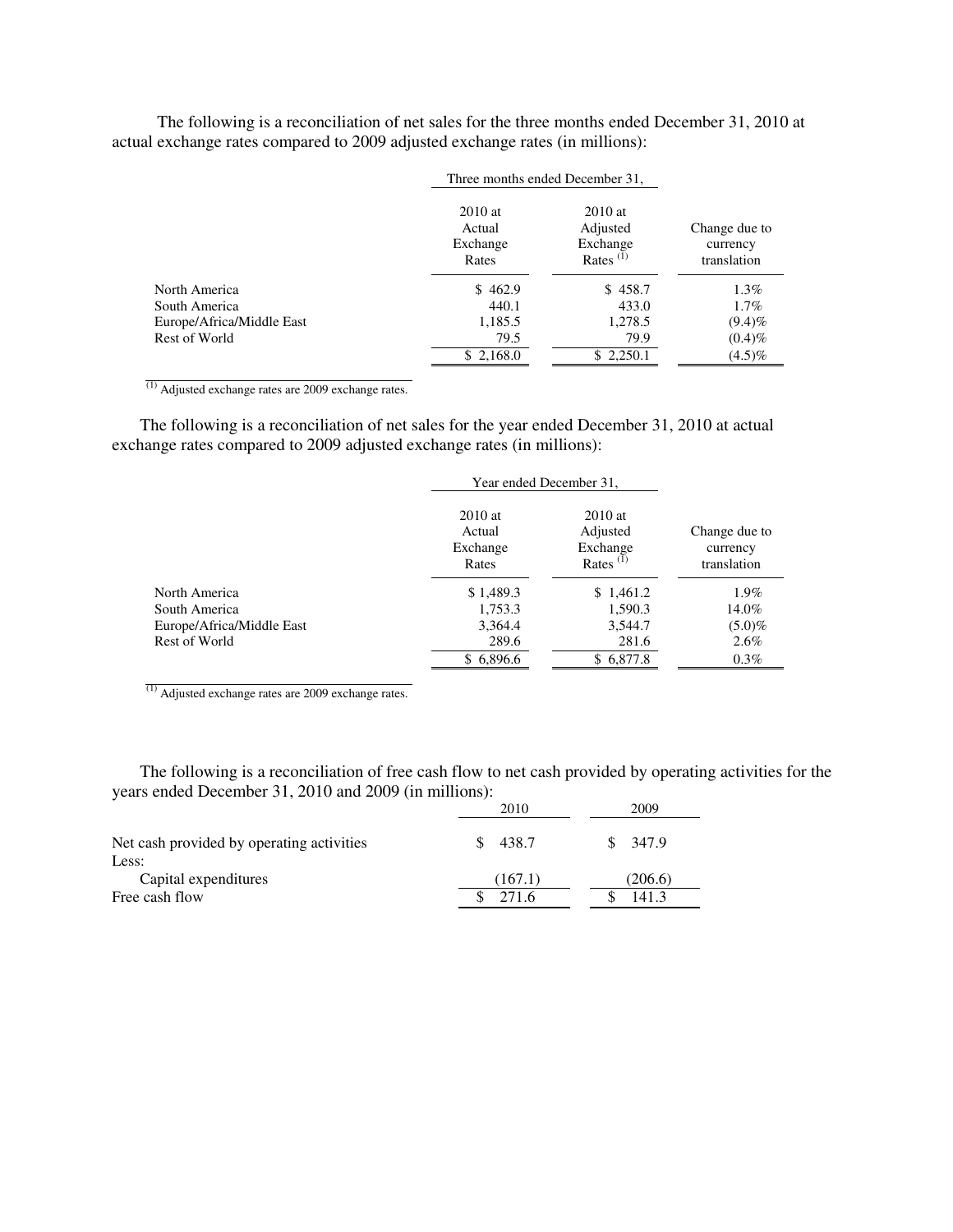The following is a reconciliation of net sales for the three months ended December 31, 2010 at actual exchange rates compared to 2009 adjusted exchange rates (in millions):

| | Three months ended December 31, | | |
|---|---|---|---|
| | 2010 at Actual Exchange Rates | 2010 at Adjusted Exchange Rates [(1)] | Change due to currency translation |
| North America | $ 462.9 | $ 458.7 | 1.3% |
| South America | 440.1 | 433.0 | 1.7% |
| Europe/Africa/Middle East | 1,185.5 | 1,278.5 | (9.4)% |
| Rest of World | 79.5 | 79.9 | (0.4)% |
| | $ 2,168.0 | $ 2,250.1 | (4.5)% |

[(1)] Adjusted exchange rates are 2009 exchange rates.

The following is a reconciliation of net sales for the year ended December 31, 2010 at actual exchange rates compared to 2009 adjusted exchange rates (in millions):

| | Year ended December 31, | | |
|---|---|---|---|
| | 2010 at Actual Exchange Rates | 2010 at Adjusted Exchange Rates [(1)] | Change due to currency translation |
| North America | $ 1,489.3 | $ 1,461.2 | 1.9% |
| South America | 1,753.3 | 1,590.3 | 14.0% |
| Europe/Africa/Middle East | 3,364.4 | 3,544.7 | (5.0)% |
| Rest of World | 289.6 | 281.6 | 2.6% |
| | $ 6,896.6 | $ 6,877.8 | 0.3% |

[(1)] Adjusted exchange rates are 2009 exchange rates.

The following is a reconciliation of free cash flow to net cash provided by operating activities for the years ended December 31, 2010 and 2009 (in millions):

| | 2010 | 2009 |
|---|---|---|
| Net cash provided by operating activities | $ 438.7 | $ 347.9 |
| Less: | | |
| Capital expenditures | (167.1) | (206.6) |
| Free cash flow | $ 271.6 | $ 141.3 |